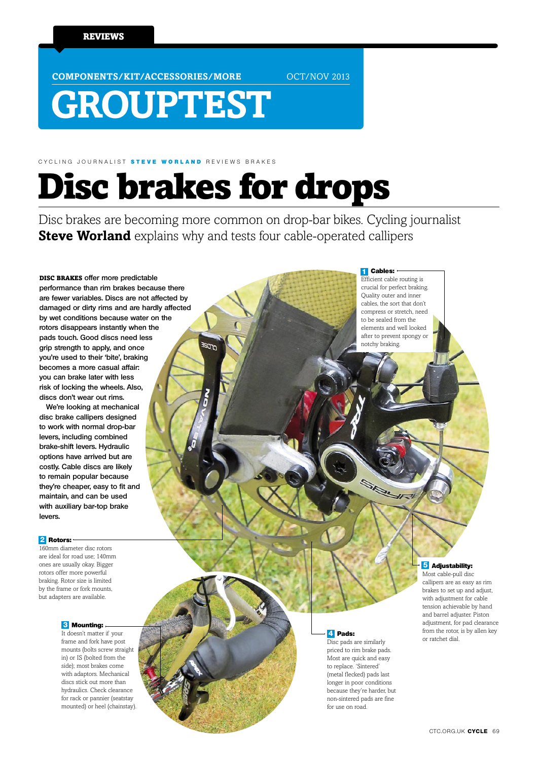REVIEWS

COMPONENTS/KIT/ACCESSORIES/MORE OCT/NOV 2013

# GROUPTEST

CYCLING JOURNALIST **STEVE WORLAND** REVIEWS BRAKES

# Disc brakes for drops

Disc brakes are becoming more common on drop-bar bikes. Cycling journalist **Steve Worland** explains why and tests four cable-operated callipers

**DISC BRAKES** offer more predictable performance than rim brakes because there are fewer variables. Discs are not affected by damaged or dirty rims and are hardly affected by wet conditions because water on the rotors disappears instantly when the pads touch. Good discs need less grip strength to apply, and once you're used to their 'bite', braking becomes a more casual affair: you can brake later with less risk of locking the wheels. Also, discs don't wear out rims.

We're looking at mechanical disc brake callipers designed to work with normal drop-bar levers, including combined brake-shift levers. Hydraulic options have arrived but are costly. Cable discs are likely to remain popular because they're cheaper, easy to fit and maintain, and can be used with auxiliary bar-top brake levers.

**1 Cables:** Efficient cable routing is crucial for perfect braking. Quality outer and inner cables, the sort that don't compress or stretch, need to be sealed from the elements and well looked after to prevent spongy or notchy braking.

**2 Rotors:** 160mm diameter disc rotors are ideal for road use; 140mm ones are usually okay. Bigger rotors offer more powerful braking. Rotor size is limited by the frame or fork mounts, but adapters are available.

**3 Mounting:** It doesn't matter if your frame and fork have post mounts (bolts screw straight in) or IS (bolted from the side); most brakes come with adaptors. Mechanical discs stick out more than hydraulics. Check clearance for rack or pannier (seatstay mounted) or heel (chainstay).

**4 Pads:** Disc pads are similarly priced to rim brake pads. Most are quick and easy to replace. 'Sintered' (metal flecked) pads last longer in poor conditions because they're harder, but non-sintered pads are fine for use on road.

**5 Adjustability:** Most cable-pull disc callipers are as easy as rim brakes to set up and adjust, with adjustment for cable tension achievable by hand and barrel adjuster. Piston adjustment, for pad clearance from the rotor, is by allen key or ratchet dial.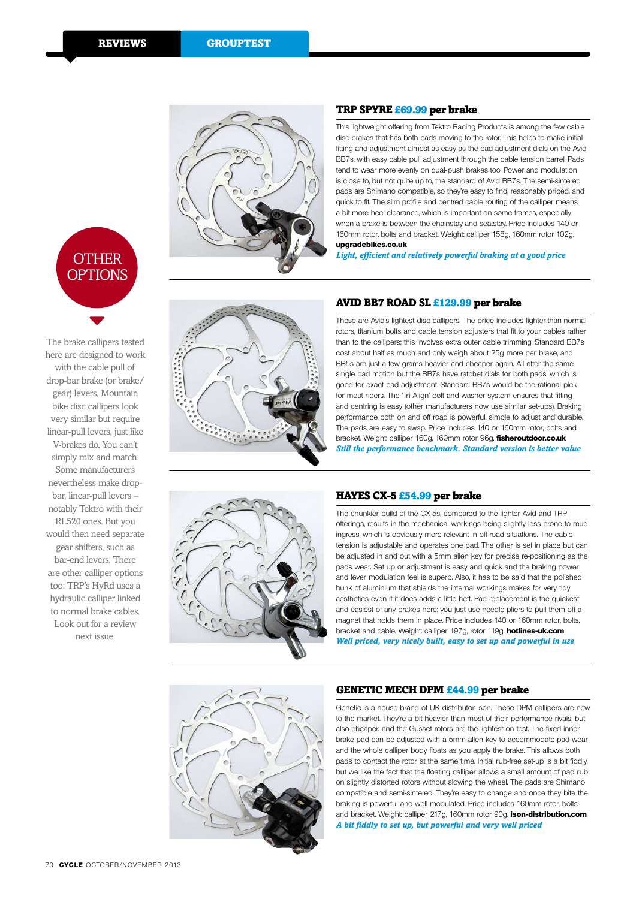## OTHER OPTIONS

The brake callipers tested here are designed to work with the cable pull of drop-bar brake (or brake/gear) levers. Mountain bike disc callipers look very similar but require linear-pull levers, just like V-brakes do. You can't simply mix and match. Some manufacturers nevertheless make drop-bar, linear-pull levers – notably Tektro with their RL520 ones. But you would then need separate gear shifters, such as bar-end levers. There are other calliper options too: TRP's HyRd uses a hydraulic calliper linked to normal brake cables. Look out for a review next issue.

### TRP SPYRE £69.99 per brake

This lightweight offering from Tektro Racing Products is among the few cable disc brakes that has both pads moving to the rotor. This helps to make initial fitting and adjustment almost as easy as the pad adjustment dials on the Avid BB7s, with easy cable pull adjustment through the cable tension barrel. Pads tend to wear more evenly on dual-push brakes too. Power and modulation is close to, but not quite up to, the standard of Avid BB7s. The semi-sintered pads are Shimano compatible, so they're easy to find, reasonably priced, and quick to fit. The slim profile and centred cable routing of the calliper means a bit more heel clearance, which is important on some frames, especially when a brake is between the chainstay and seatstay. Price includes 140 or 160mm rotor, bolts and bracket. Weight: calliper 158g, 160mm rotor 102g. **upgradebikes.co.uk**

***Light, efficient and relatively powerful braking at a good price***

### AVID BB7 ROAD SL £129.99 per brake

These are Avid's lightest disc callipers. The price includes lighter-than-normal rotors, titanium bolts and cable tension adjusters that fit to your cables rather than to the callipers; this involves extra outer cable trimming. Standard BB7s cost about half as much and only weigh about 25g more per brake, and BB5s are just a few grams heavier and cheaper again. All offer the same single pad motion but the BB7s have ratchet dials for both pads, which is good for exact pad adjustment. Standard BB7s would be the rational pick for most riders. The 'Tri Align' bolt and washer system ensures that fitting and centring is easy (other manufacturers now use similar set-ups). Braking performance both on and off road is powerful, simple to adjust and durable. The pads are easy to swap. Price includes 140 or 160mm rotor, bolts and bracket. Weight: calliper 160g, 160mm rotor 96g. **fisheroutdoor.co.uk**

***Still the performance benchmark. Standard version is better value***

### HAYES CX-5 £54.99 per brake

The chunkier build of the CX-5s, compared to the lighter Avid and TRP offerings, results in the mechanical workings being slightly less prone to mud ingress, which is obviously more relevant in off-road situations. The cable tension is adjustable and operates one pad. The other is set in place but can be adjusted in and out with a 5mm allen key for precise re-positioning as the pads wear. Set up or adjustment is easy and quick and the braking power and lever modulation feel is superb. Also, it has to be said that the polished hunk of aluminium that shields the internal workings makes for very tidy aesthetics even if it does adds a little heft. Pad replacement is the quickest and easiest of any brakes here: you just use needle pliers to pull them off a magnet that holds them in place. Price includes 140 or 160mm rotor, bolts, bracket and cable. Weight: calliper 197g, rotor 119g. **hotlines-uk.com**

***Well priced, very nicely built, easy to set up and powerful in use***

### GENETIC MECH DPM £44.99 per brake

Genetic is a house brand of UK distributor Ison. These DPM callipers are new to the market. They're a bit heavier than most of their performance rivals, but also cheaper, and the Gusset rotors are the lightest on test. The fixed inner brake pad can be adjusted with a 5mm allen key to accommodate pad wear and the whole calliper body floats as you apply the brake. This allows both pads to contact the rotor at the same time. Initial rub-free set-up is a bit fiddly, but we like the fact that the floating calliper allows a small amount of pad rub on slightly distorted rotors without slowing the wheel. The pads are Shimano compatible and semi-sintered. They're easy to change and once they bite the braking is powerful and well modulated. Price includes 160mm rotor, bolts and bracket. Weight: calliper 217g, 160mm rotor 90g. **ison-distribution.com**

***A bit fiddly to set up, but powerful and very well priced***